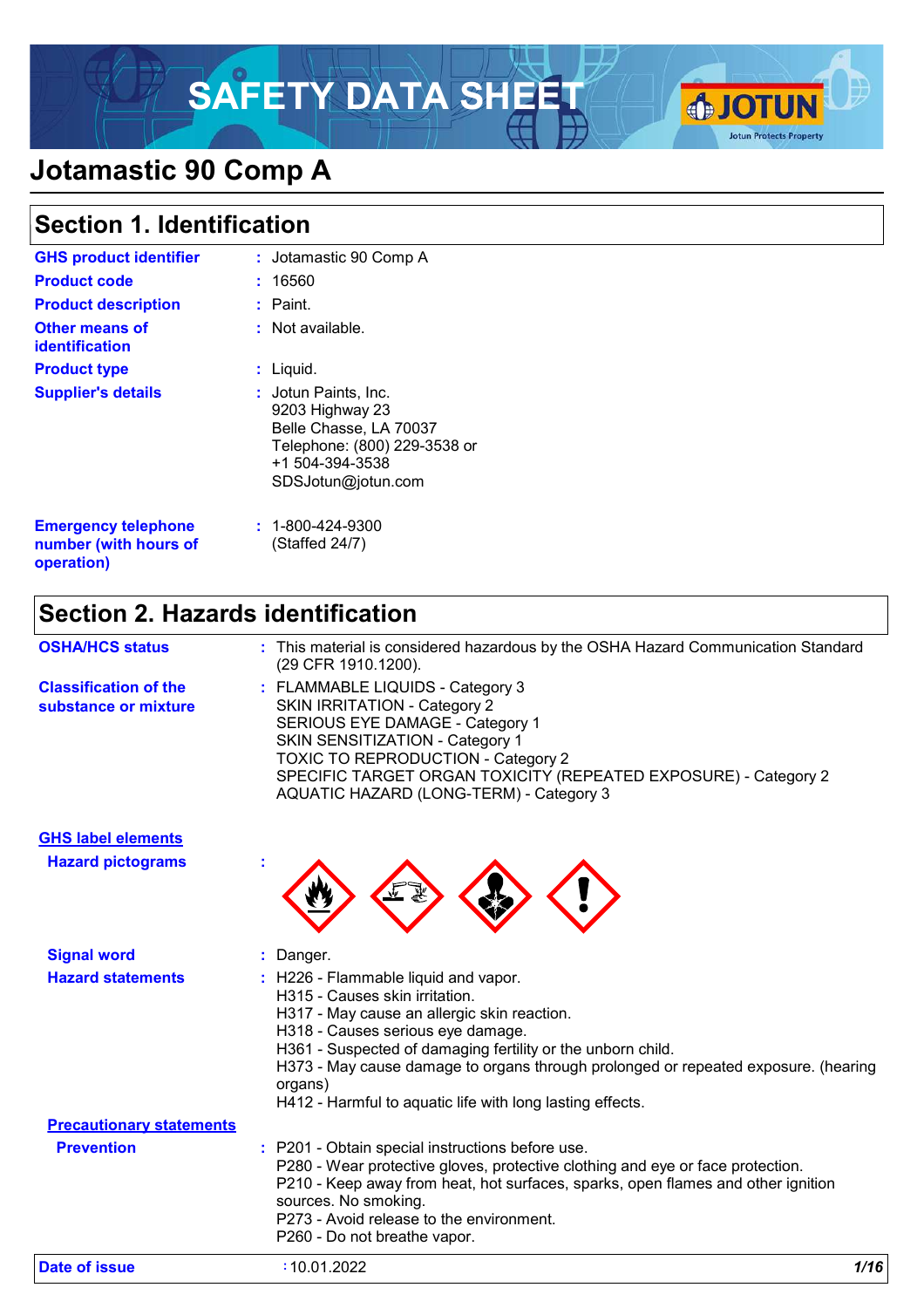# SAFETY DATA SHEET

# Jotamastic 90 Comp A

## Section 1. Identification

| | |
|---|---|
| **GHS product identifier** | : Jotamastic 90 Comp A |
| **Product code** | : 16560 |
| **Product description** | : Paint. |
| **Other means of identification** | : Not available. |
| **Product type** | : Liquid. |
| **Supplier's details** | : Jotun Paints, Inc.<br>9203 Highway 23<br>Belle Chasse, LA 70037<br>Telephone: (800) 229-3538 or<br>+1 504-394-3538<br>SDSJotun@jotun.com |
| **Emergency telephone number (with hours of operation)** | : 1-800-424-9300<br>(Staffed 24/7) |

## Section 2. Hazards identification

| | |
|---|---|
| **OSHA/HCS status** | : This material is considered hazardous by the OSHA Hazard Communication Standard (29 CFR 1910.1200). |
| **Classification of the substance or mixture** | : FLAMMABLE LIQUIDS - Category 3<br>SKIN IRRITATION - Category 2<br>SERIOUS EYE DAMAGE - Category 1<br>SKIN SENSITIZATION - Category 1<br>TOXIC TO REPRODUCTION - Category 2<br>SPECIFIC TARGET ORGAN TOXICITY (REPEATED EXPOSURE) - Category 2<br>AQUATIC HAZARD (LONG-TERM) - Category 3 |

**GHS label elements**

**Hazard pictograms** :

**Signal word** : Danger.

**Hazard statements** :
H226 - Flammable liquid and vapor.
H315 - Causes skin irritation.
H317 - May cause an allergic skin reaction.
H318 - Causes serious eye damage.
H361 - Suspected of damaging fertility or the unborn child.
H373 - May cause damage to organs through prolonged or repeated exposure. (hearing organs)
H412 - Harmful to aquatic life with long lasting effects.

**Precautionary statements**

**Prevention** :
P201 - Obtain special instructions before use.
P280 - Wear protective gloves, protective clothing and eye or face protection.
P210 - Keep away from heat, hot surfaces, sparks, open flames and other ignition sources. No smoking.
P273 - Avoid release to the environment.
P260 - Do not breathe vapor.

**Date of issue** : 10.01.2022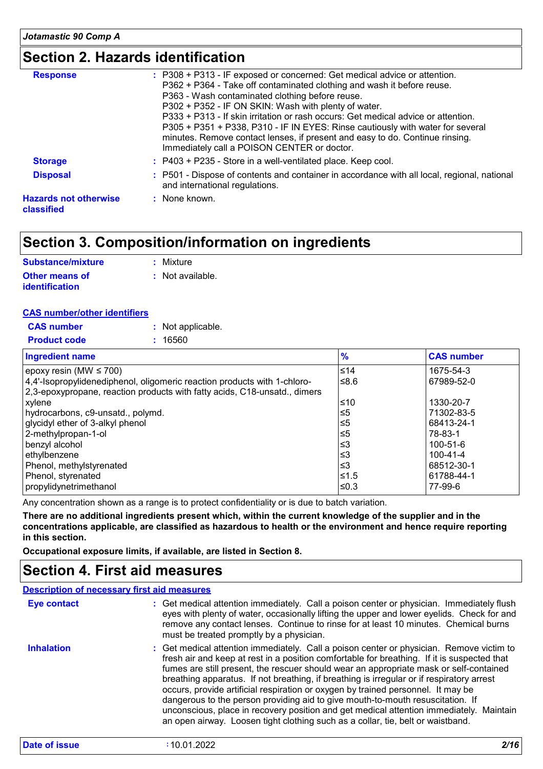## Section 2. Hazards identification

**Response** : P308 + P313 - IF exposed or concerned: Get medical advice or attention.
P362 + P364 - Take off contaminated clothing and wash it before reuse.
P363 - Wash contaminated clothing before reuse.
P302 + P352 - IF ON SKIN: Wash with plenty of water.
P333 + P313 - If skin irritation or rash occurs: Get medical advice or attention.
P305 + P351 + P338, P310 - IF IN EYES: Rinse cautiously with water for several minutes. Remove contact lenses, if present and easy to do. Continue rinsing. Immediately call a POISON CENTER or doctor.

**Storage** : P403 + P235 - Store in a well-ventilated place. Keep cool.

**Disposal** : P501 - Dispose of contents and container in accordance with all local, regional, national and international regulations.

**Hazards not otherwise classified** : None known.

## Section 3. Composition/information on ingredients

**Substance/mixture** : Mixture

**Other means of identification** : Not available.

**CAS number/other identifiers**

**CAS number** : Not applicable.

**Product code** : 16560

| Ingredient name | % | CAS number |
|---|---|---|
| epoxy resin (MW ≤ 700) | ≤14 | 1675-54-3 |
| 4,4'-Isopropylidenediphenol, oligomeric reaction products with 1-chloro-2,3-epoxypropane, reaction products with fatty acids, C18-unsatd., dimers | ≤8.6 | 67989-52-0 |
| xylene | ≤10 | 1330-20-7 |
| hydrocarbons, c9-unsatd., polymd. | ≤5 | 71302-83-5 |
| glycidyl ether of 3-alkyl phenol | ≤5 | 68413-24-1 |
| 2-methylpropan-1-ol | ≤5 | 78-83-1 |
| benzyl alcohol | ≤3 | 100-51-6 |
| ethylbenzene | ≤3 | 100-41-4 |
| Phenol, methylstyrenated | ≤3 | 68512-30-1 |
| Phenol, styrenated | ≤1.5 | 61788-44-1 |
| propylidynetrimethanol | ≤0.3 | 77-99-6 |

Any concentration shown as a range is to protect confidentiality or is due to batch variation.

**There are no additional ingredients present which, within the current knowledge of the supplier and in the concentrations applicable, are classified as hazardous to health or the environment and hence require reporting in this section.**

**Occupational exposure limits, if available, are listed in Section 8.**

## Section 4. First aid measures

**Description of necessary first aid measures**

**Eye contact** : Get medical attention immediately. Call a poison center or physician. Immediately flush eyes with plenty of water, occasionally lifting the upper and lower eyelids. Check for and remove any contact lenses. Continue to rinse for at least 10 minutes. Chemical burns must be treated promptly by a physician.

**Inhalation** : Get medical attention immediately. Call a poison center or physician. Remove victim to fresh air and keep at rest in a position comfortable for breathing. If it is suspected that fumes are still present, the rescuer should wear an appropriate mask or self-contained breathing apparatus. If not breathing, if breathing is irregular or if respiratory arrest occurs, provide artificial respiration or oxygen by trained personnel. It may be dangerous to the person providing aid to give mouth-to-mouth resuscitation. If unconscious, place in recovery position and get medical attention immediately. Maintain an open airway. Loosen tight clothing such as a collar, tie, belt or waistband.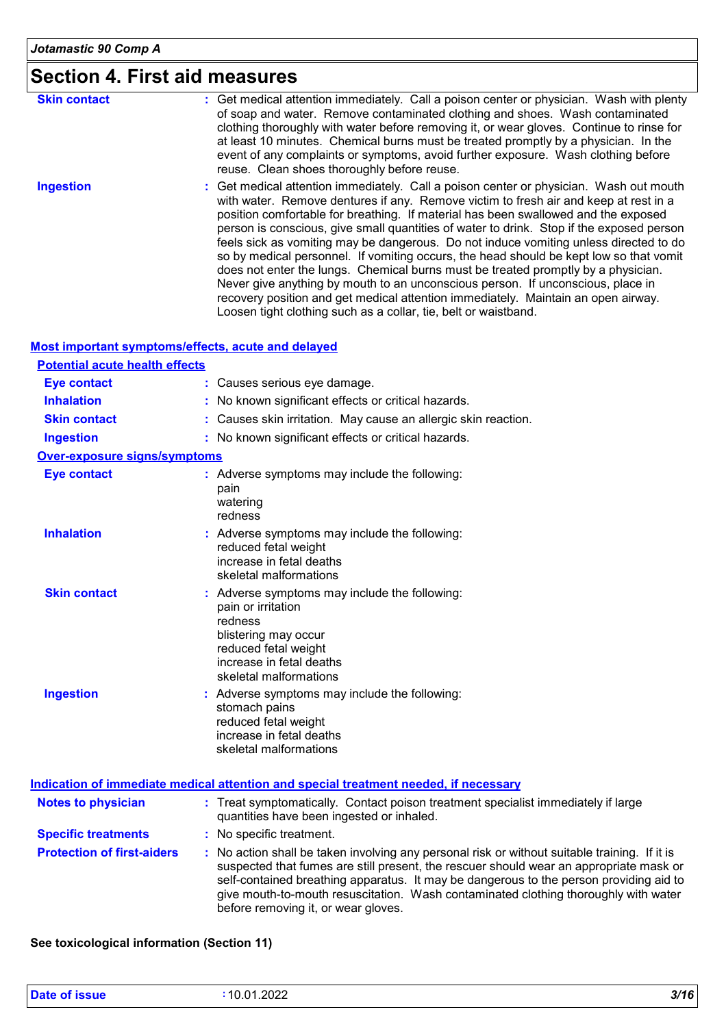## Section 4. First aid measures

**Skin contact** : Get medical attention immediately. Call a poison center or physician. Wash with plenty of soap and water. Remove contaminated clothing and shoes. Wash contaminated clothing thoroughly with water before removing it, or wear gloves. Continue to rinse for at least 10 minutes. Chemical burns must be treated promptly by a physician. In the event of any complaints or symptoms, avoid further exposure. Wash clothing before reuse. Clean shoes thoroughly before reuse.

**Ingestion** : Get medical attention immediately. Call a poison center or physician. Wash out mouth with water. Remove dentures if any. Remove victim to fresh air and keep at rest in a position comfortable for breathing. If material has been swallowed and the exposed person is conscious, give small quantities of water to drink. Stop if the exposed person feels sick as vomiting may be dangerous. Do not induce vomiting unless directed to do so by medical personnel. If vomiting occurs, the head should be kept low so that vomit does not enter the lungs. Chemical burns must be treated promptly by a physician. Never give anything by mouth to an unconscious person. If unconscious, place in recovery position and get medical attention immediately. Maintain an open airway. Loosen tight clothing such as a collar, tie, belt or waistband.

### Most important symptoms/effects, acute and delayed

#### Potential acute health effects

**Eye contact** : Causes serious eye damage.

**Inhalation** : No known significant effects or critical hazards.

**Skin contact** : Causes skin irritation. May cause an allergic skin reaction.

**Ingestion** : No known significant effects or critical hazards.

#### Over-exposure signs/symptoms

**Eye contact** : Adverse symptoms may include the following:
pain
watering
redness

**Inhalation** : Adverse symptoms may include the following:
reduced fetal weight
increase in fetal deaths
skeletal malformations

**Skin contact** : Adverse symptoms may include the following:
pain or irritation
redness
blistering may occur
reduced fetal weight
increase in fetal deaths
skeletal malformations

**Ingestion** : Adverse symptoms may include the following:
stomach pains
reduced fetal weight
increase in fetal deaths
skeletal malformations

### Indication of immediate medical attention and special treatment needed, if necessary

**Notes to physician** : Treat symptomatically. Contact poison treatment specialist immediately if large quantities have been ingested or inhaled.

**Specific treatments** : No specific treatment.

**Protection of first-aiders** : No action shall be taken involving any personal risk or without suitable training. If it is suspected that fumes are still present, the rescuer should wear an appropriate mask or self-contained breathing apparatus. It may be dangerous to the person providing aid to give mouth-to-mouth resuscitation. Wash contaminated clothing thoroughly with water before removing it, or wear gloves.

**See toxicological information (Section 11)**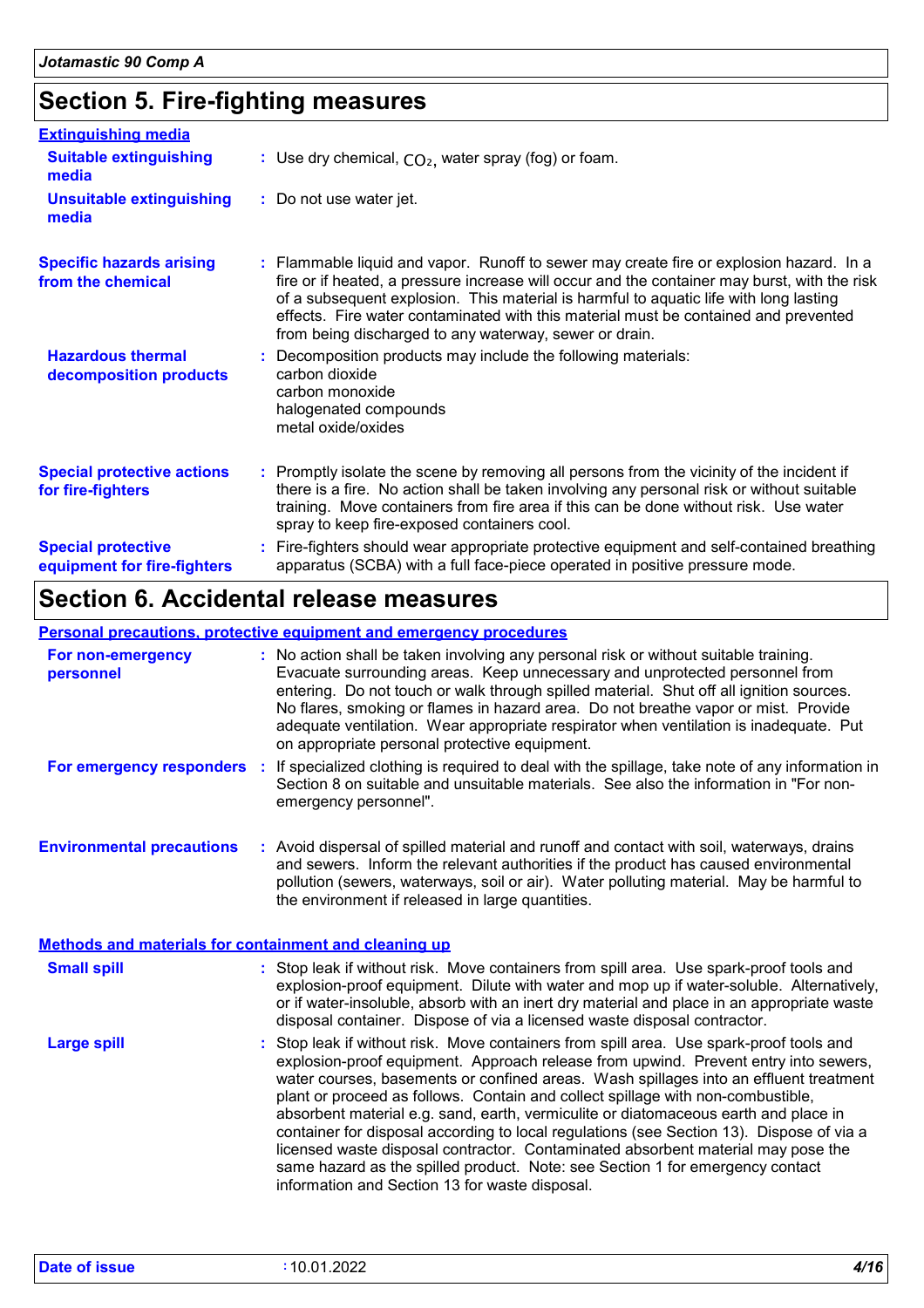## Section 5. Fire-fighting measures

### Extinguishing media

**Suitable extinguishing media** : Use dry chemical, $CO_2$, water spray (fog) or foam.

**Unsuitable extinguishing media** : Do not use water jet.

**Specific hazards arising from the chemical** : Flammable liquid and vapor. Runoff to sewer may create fire or explosion hazard. In a fire or if heated, a pressure increase will occur and the container may burst, with the risk of a subsequent explosion. This material is harmful to aquatic life with long lasting effects. Fire water contaminated with this material must be contained and prevented from being discharged to any waterway, sewer or drain.

**Hazardous thermal decomposition products** : Decomposition products may include the following materials:
carbon dioxide
carbon monoxide
halogenated compounds
metal oxide/oxides

**Special protective actions for fire-fighters** : Promptly isolate the scene by removing all persons from the vicinity of the incident if there is a fire. No action shall be taken involving any personal risk or without suitable training. Move containers from fire area if this can be done without risk. Use water spray to keep fire-exposed containers cool.

**Special protective equipment for fire-fighters** : Fire-fighters should wear appropriate protective equipment and self-contained breathing apparatus (SCBA) with a full face-piece operated in positive pressure mode.

## Section 6. Accidental release measures

### Personal precautions, protective equipment and emergency procedures

**For non-emergency personnel** : No action shall be taken involving any personal risk or without suitable training. Evacuate surrounding areas. Keep unnecessary and unprotected personnel from entering. Do not touch or walk through spilled material. Shut off all ignition sources. No flares, smoking or flames in hazard area. Do not breathe vapor or mist. Provide adequate ventilation. Wear appropriate respirator when ventilation is inadequate. Put on appropriate personal protective equipment.

**For emergency responders** : If specialized clothing is required to deal with the spillage, take note of any information in Section 8 on suitable and unsuitable materials. See also the information in "For non-emergency personnel".

**Environmental precautions** : Avoid dispersal of spilled material and runoff and contact with soil, waterways, drains and sewers. Inform the relevant authorities if the product has caused environmental pollution (sewers, waterways, soil or air). Water polluting material. May be harmful to the environment if released in large quantities.

### Methods and materials for containment and cleaning up

**Small spill** : Stop leak if without risk. Move containers from spill area. Use spark-proof tools and explosion-proof equipment. Dilute with water and mop up if water-soluble. Alternatively, or if water-insoluble, absorb with an inert dry material and place in an appropriate waste disposal container. Dispose of via a licensed waste disposal contractor.

**Large spill** : Stop leak if without risk. Move containers from spill area. Use spark-proof tools and explosion-proof equipment. Approach release from upwind. Prevent entry into sewers, water courses, basements or confined areas. Wash spillages into an effluent treatment plant or proceed as follows. Contain and collect spillage with non-combustible, absorbent material e.g. sand, earth, vermiculite or diatomaceous earth and place in container for disposal according to local regulations (see Section 13). Dispose of via a licensed waste disposal contractor. Contaminated absorbent material may pose the same hazard as the spilled product. Note: see Section 1 for emergency contact information and Section 13 for waste disposal.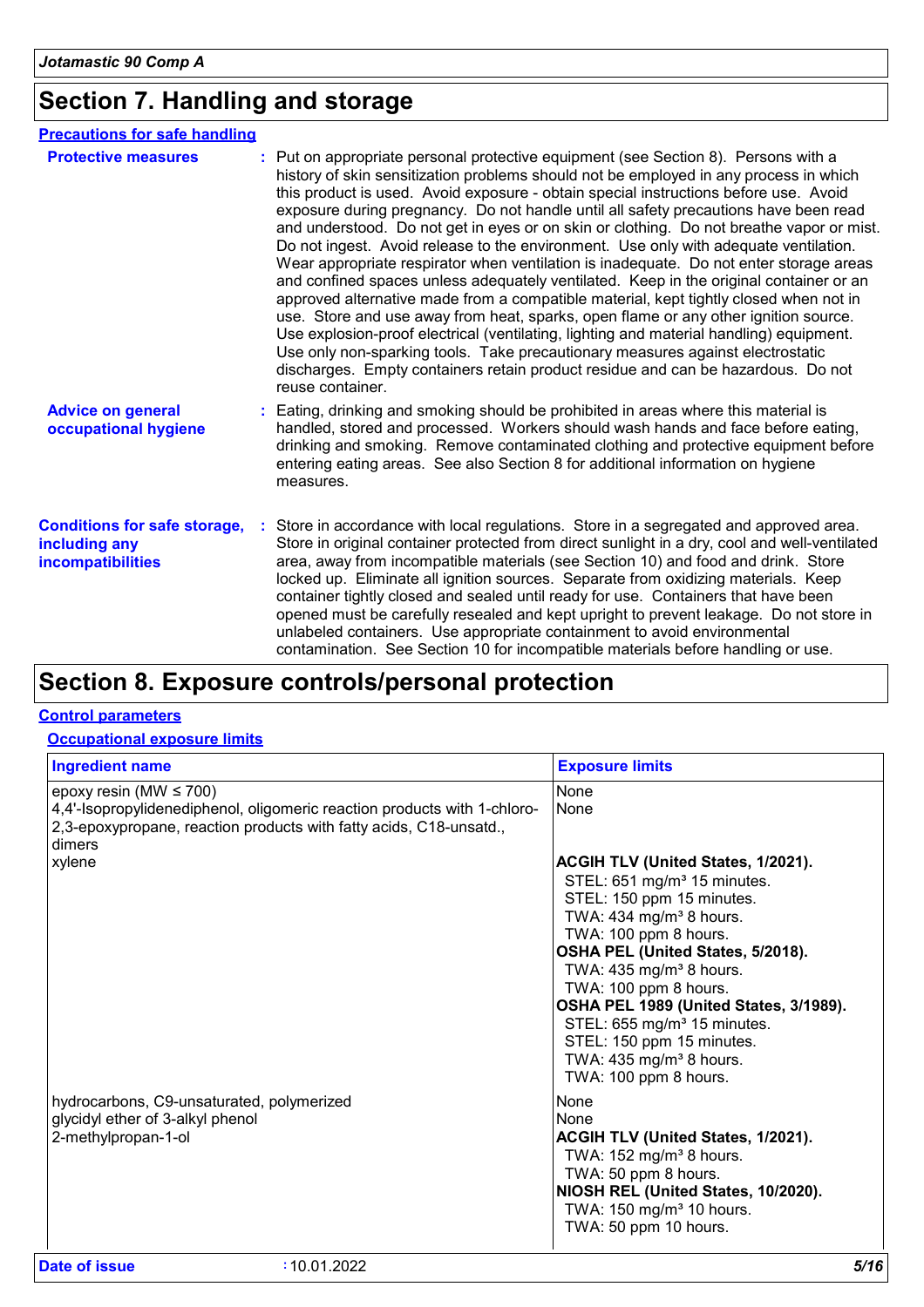## Section 7. Handling and storage

### Precautions for safe handling

**Protective measures** : Put on appropriate personal protective equipment (see Section 8). Persons with a history of skin sensitization problems should not be employed in any process in which this product is used. Avoid exposure - obtain special instructions before use. Avoid exposure during pregnancy. Do not handle until all safety precautions have been read and understood. Do not get in eyes or on skin or clothing. Do not breathe vapor or mist. Do not ingest. Avoid release to the environment. Use only with adequate ventilation. Wear appropriate respirator when ventilation is inadequate. Do not enter storage areas and confined spaces unless adequately ventilated. Keep in the original container or an approved alternative made from a compatible material, kept tightly closed when not in use. Store and use away from heat, sparks, open flame or any other ignition source. Use explosion-proof electrical (ventilating, lighting and material handling) equipment. Use only non-sparking tools. Take precautionary measures against electrostatic discharges. Empty containers retain product residue and can be hazardous. Do not reuse container.

**Advice on general occupational hygiene** : Eating, drinking and smoking should be prohibited in areas where this material is handled, stored and processed. Workers should wash hands and face before eating, drinking and smoking. Remove contaminated clothing and protective equipment before entering eating areas. See also Section 8 for additional information on hygiene measures.

**Conditions for safe storage, including any incompatibilities** : Store in accordance with local regulations. Store in a segregated and approved area. Store in original container protected from direct sunlight in a dry, cool and well-ventilated area, away from incompatible materials (see Section 10) and food and drink. Store locked up. Eliminate all ignition sources. Separate from oxidizing materials. Keep container tightly closed and sealed until ready for use. Containers that have been opened must be carefully resealed and kept upright to prevent leakage. Do not store in unlabeled containers. Use appropriate containment to avoid environmental contamination. See Section 10 for incompatible materials before handling or use.

## Section 8. Exposure controls/personal protection

### Control parameters

#### Occupational exposure limits

| Ingredient name | Exposure limits |
|---|---|
| epoxy resin (MW ≤ 700) | None |
| 4,4'-Isopropylidenediphenol, oligomeric reaction products with 1-chloro-2,3-epoxypropane, reaction products with fatty acids, C18-unsatd., dimers | None |
| xylene | **ACGIH TLV (United States, 1/2021).**<br>STEL: 651 mg/m³ 15 minutes.<br>STEL: 150 ppm 15 minutes.<br>TWA: 434 mg/m³ 8 hours.<br>TWA: 100 ppm 8 hours.<br>**OSHA PEL (United States, 5/2018).**<br>TWA: 435 mg/m³ 8 hours.<br>TWA: 100 ppm 8 hours.<br>**OSHA PEL 1989 (United States, 3/1989).**<br>STEL: 655 mg/m³ 15 minutes.<br>STEL: 150 ppm 15 minutes.<br>TWA: 435 mg/m³ 8 hours.<br>TWA: 100 ppm 8 hours. |
| hydrocarbons, C9-unsaturated, polymerized | None |
| glycidyl ether of 3-alkyl phenol | None |
| 2-methylpropan-1-ol | **ACGIH TLV (United States, 1/2021).**<br>TWA: 152 mg/m³ 8 hours.<br>TWA: 50 ppm 8 hours.<br>**NIOSH REL (United States, 10/2020).**<br>TWA: 150 mg/m³ 10 hours.<br>TWA: 50 ppm 10 hours. |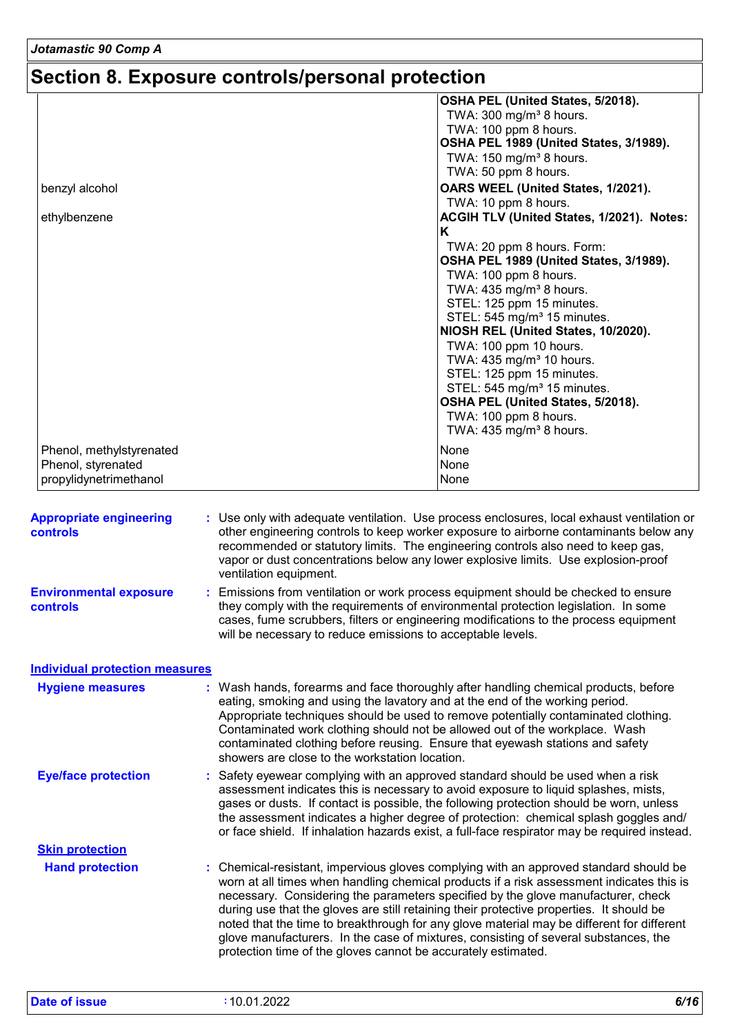## Section 8. Exposure controls/personal protection

| | |
|---|---|
| | **OSHA PEL (United States, 5/2018).**<br>TWA: 300 mg/m³ 8 hours.<br>TWA: 100 ppm 8 hours.<br>**OSHA PEL 1989 (United States, 3/1989).**<br>TWA: 150 mg/m³ 8 hours.<br>TWA: 50 ppm 8 hours. |
| benzyl alcohol | **OARS WEEL (United States, 1/2021).**<br>TWA: 10 ppm 8 hours. |
| ethylbenzene | **ACGIH TLV (United States, 1/2021). Notes: K**<br>TWA: 20 ppm 8 hours. Form:<br>**OSHA PEL 1989 (United States, 3/1989).**<br>TWA: 100 ppm 8 hours.<br>TWA: 435 mg/m³ 8 hours.<br>STEL: 125 ppm 15 minutes.<br>STEL: 545 mg/m³ 15 minutes.<br>**NIOSH REL (United States, 10/2020).**<br>TWA: 100 ppm 10 hours.<br>TWA: 435 mg/m³ 10 hours.<br>STEL: 125 ppm 15 minutes.<br>STEL: 545 mg/m³ 15 minutes.<br>**OSHA PEL (United States, 5/2018).**<br>TWA: 100 ppm 8 hours.<br>TWA: 435 mg/m³ 8 hours. |
| Phenol, methylstyrenated | None |
| Phenol, styrenated | None |
| propylidynetrimethanol | None |

**Appropriate engineering controls** : Use only with adequate ventilation. Use process enclosures, local exhaust ventilation or other engineering controls to keep worker exposure to airborne contaminants below any recommended or statutory limits. The engineering controls also need to keep gas, vapor or dust concentrations below any lower explosive limits. Use explosion-proof ventilation equipment.

**Environmental exposure controls** : Emissions from ventilation or work process equipment should be checked to ensure they comply with the requirements of environmental protection legislation. In some cases, fume scrubbers, filters or engineering modifications to the process equipment will be necessary to reduce emissions to acceptable levels.

### Individual protection measures

**Hygiene measures** : Wash hands, forearms and face thoroughly after handling chemical products, before eating, smoking and using the lavatory and at the end of the working period. Appropriate techniques should be used to remove potentially contaminated clothing. Contaminated work clothing should not be allowed out of the workplace. Wash contaminated clothing before reusing. Ensure that eyewash stations and safety showers are close to the workstation location.

**Eye/face protection** : Safety eyewear complying with an approved standard should be used when a risk assessment indicates this is necessary to avoid exposure to liquid splashes, mists, gases or dusts. If contact is possible, the following protection should be worn, unless the assessment indicates a higher degree of protection: chemical splash goggles and/ or face shield. If inhalation hazards exist, a full-face respirator may be required instead.

**Skin protection**

**Hand protection** : Chemical-resistant, impervious gloves complying with an approved standard should be worn at all times when handling chemical products if a risk assessment indicates this is necessary. Considering the parameters specified by the glove manufacturer, check during use that the gloves are still retaining their protective properties. It should be noted that the time to breakthrough for any glove material may be different for different glove manufacturers. In the case of mixtures, consisting of several substances, the protection time of the gloves cannot be accurately estimated.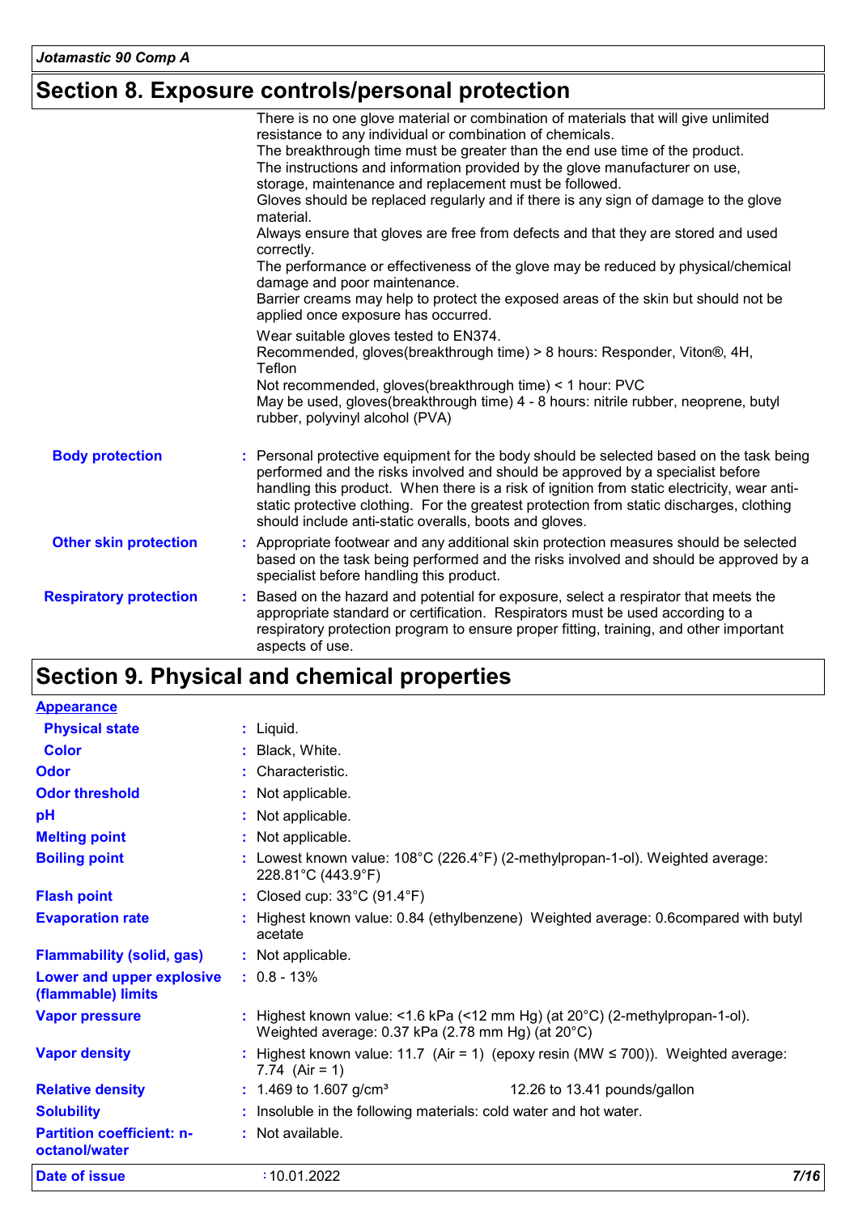## Section 8. Exposure controls/personal protection

There is no one glove material or combination of materials that will give unlimited resistance to any individual or combination of chemicals.
The breakthrough time must be greater than the end use time of the product.
The instructions and information provided by the glove manufacturer on use, storage, maintenance and replacement must be followed.
Gloves should be replaced regularly and if there is any sign of damage to the glove material.
Always ensure that gloves are free from defects and that they are stored and used correctly.
The performance or effectiveness of the glove may be reduced by physical/chemical damage and poor maintenance.
Barrier creams may help to protect the exposed areas of the skin but should not be applied once exposure has occurred.

Wear suitable gloves tested to EN374.
Recommended, gloves(breakthrough time) > 8 hours: Responder, Viton®, 4H, Teflon
Not recommended, gloves(breakthrough time) < 1 hour: PVC
May be used, gloves(breakthrough time) 4 - 8 hours: nitrile rubber, neoprene, butyl rubber, polyvinyl alcohol (PVA)

**Body protection** : Personal protective equipment for the body should be selected based on the task being performed and the risks involved and should be approved by a specialist before handling this product. When there is a risk of ignition from static electricity, wear anti-static protective clothing. For the greatest protection from static discharges, clothing should include anti-static overalls, boots and gloves.

**Other skin protection** : Appropriate footwear and any additional skin protection measures should be selected based on the task being performed and the risks involved and should be approved by a specialist before handling this product.

**Respiratory protection** : Based on the hazard and potential for exposure, select a respirator that meets the appropriate standard or certification. Respirators must be used according to a respiratory protection program to ensure proper fitting, training, and other important aspects of use.

## Section 9. Physical and chemical properties

**Appearance**

| | |
|---|---|
| **Physical state** | : Liquid. |
| **Color** | : Black, White. |
| **Odor** | : Characteristic. |
| **Odor threshold** | : Not applicable. |
| **pH** | : Not applicable. |
| **Melting point** | : Not applicable. |
| **Boiling point** | : Lowest known value: 108°C (226.4°F) (2-methylpropan-1-ol). Weighted average: 228.81°C (443.9°F) |
| **Flash point** | : Closed cup: 33°C (91.4°F) |
| **Evaporation rate** | : Highest known value: 0.84 (ethylbenzene) Weighted average: 0.6compared with butyl acetate |
| **Flammability (solid, gas)** | : Not applicable. |
| **Lower and upper explosive (flammable) limits** | : 0.8 - 13% |
| **Vapor pressure** | : Highest known value: <1.6 kPa (<12 mm Hg) (at 20°C) (2-methylpropan-1-ol). Weighted average: 0.37 kPa (2.78 mm Hg) (at 20°C) |
| **Vapor density** | : Highest known value: 11.7 (Air = 1) (epoxy resin (MW ≤ 700)). Weighted average: 7.74 (Air = 1) |
| **Relative density** | : 1.469 to 1.607 g/cm³ 12.26 to 13.41 pounds/gallon |
| **Solubility** | : Insoluble in the following materials: cold water and hot water. |
| **Partition coefficient: n-octanol/water** | : Not available. |

**Date of issue** : 10.01.2022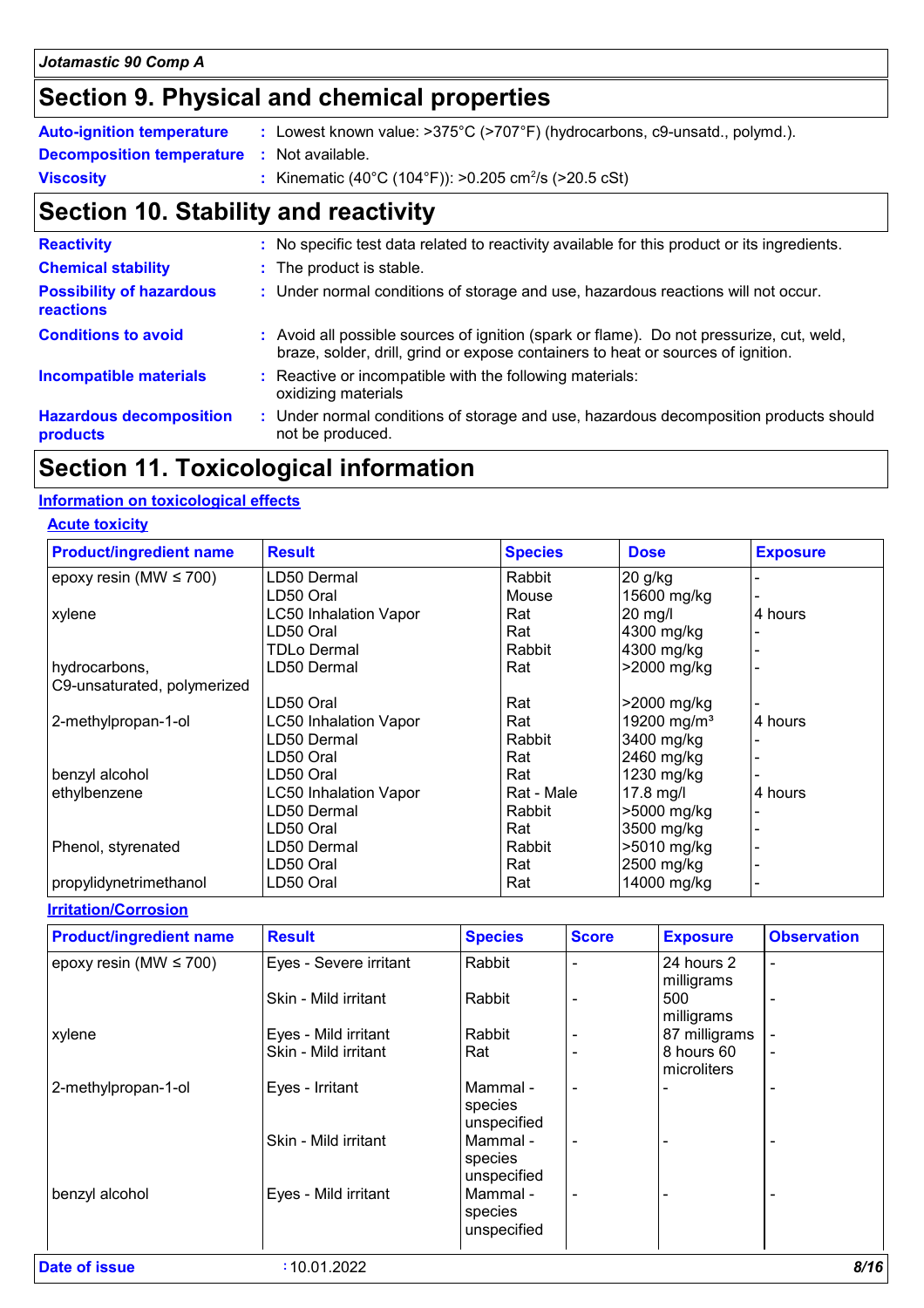## Section 9. Physical and chemical properties

| | |
|---|---|
| **Auto-ignition temperature** | : Lowest known value: >375°C (>707°F) (hydrocarbons, c9-unsatd., polymd.). |
| **Decomposition temperature** | : Not available. |
| **Viscosity** | : Kinematic (40°C (104°F)): >0.205 $cm^2/s$ (>20.5 cSt) |

## Section 10. Stability and reactivity

| | |
|---|---|
| **Reactivity** | : No specific test data related to reactivity available for this product or its ingredients. |
| **Chemical stability** | : The product is stable. |
| **Possibility of hazardous reactions** | : Under normal conditions of storage and use, hazardous reactions will not occur. |
| **Conditions to avoid** | : Avoid all possible sources of ignition (spark or flame). Do not pressurize, cut, weld, braze, solder, drill, grind or expose containers to heat or sources of ignition. |
| **Incompatible materials** | : Reactive or incompatible with the following materials: oxidizing materials |
| **Hazardous decomposition products** | : Under normal conditions of storage and use, hazardous decomposition products should not be produced. |

## Section 11. Toxicological information

### Information on toxicological effects

#### Acute toxicity

| Product/ingredient name | Result | Species | Dose | Exposure |
|---|---|---|---|---|
| epoxy resin (MW ≤ 700) | LD50 Dermal | Rabbit | 20 g/kg | - |
| | LD50 Oral | Mouse | 15600 mg/kg | - |
| xylene | LC50 Inhalation Vapor | Rat | 20 mg/l | 4 hours |
| | LD50 Oral | Rat | 4300 mg/kg | - |
| | TDLo Dermal | Rabbit | 4300 mg/kg | - |
| hydrocarbons, C9-unsaturated, polymerized | LD50 Dermal | Rat | >2000 mg/kg | - |
| | LD50 Oral | Rat | >2000 mg/kg | - |
| 2-methylpropan-1-ol | LC50 Inhalation Vapor | Rat | 19200 $mg/m^3$ | 4 hours |
| | LD50 Dermal | Rabbit | 3400 mg/kg | - |
| | LD50 Oral | Rat | 2460 mg/kg | - |
| benzyl alcohol | LD50 Oral | Rat | 1230 mg/kg | - |
| ethylbenzene | LC50 Inhalation Vapor | Rat - Male | 17.8 mg/l | 4 hours |
| | LD50 Dermal | Rabbit | >5000 mg/kg | - |
| | LD50 Oral | Rat | 3500 mg/kg | - |
| Phenol, styrenated | LD50 Dermal | Rabbit | >5010 mg/kg | - |
| | LD50 Oral | Rat | 2500 mg/kg | - |
| propylidynetrimethanol | LD50 Oral | Rat | 14000 mg/kg | - |

#### Irritation/Corrosion

| Product/ingredient name | Result | Species | Score | Exposure | Observation |
|---|---|---|---|---|---|
| epoxy resin (MW ≤ 700) | Eyes - Severe irritant | Rabbit | - | 24 hours 2 milligrams | - |
| | Skin - Mild irritant | Rabbit | - | 500 milligrams | - |
| xylene | Eyes - Mild irritant | Rabbit | - | 87 milligrams | - |
| | Skin - Mild irritant | Rat | - | 8 hours 60 microliters | - |
| 2-methylpropan-1-ol | Eyes - Irritant | Mammal - species unspecified | - | - | - |
| | Skin - Mild irritant | Mammal - species unspecified | - | - | - |
| benzyl alcohol | Eyes - Mild irritant | Mammal - species unspecified | - | - | - |

**Date of issue** : 10.01.2022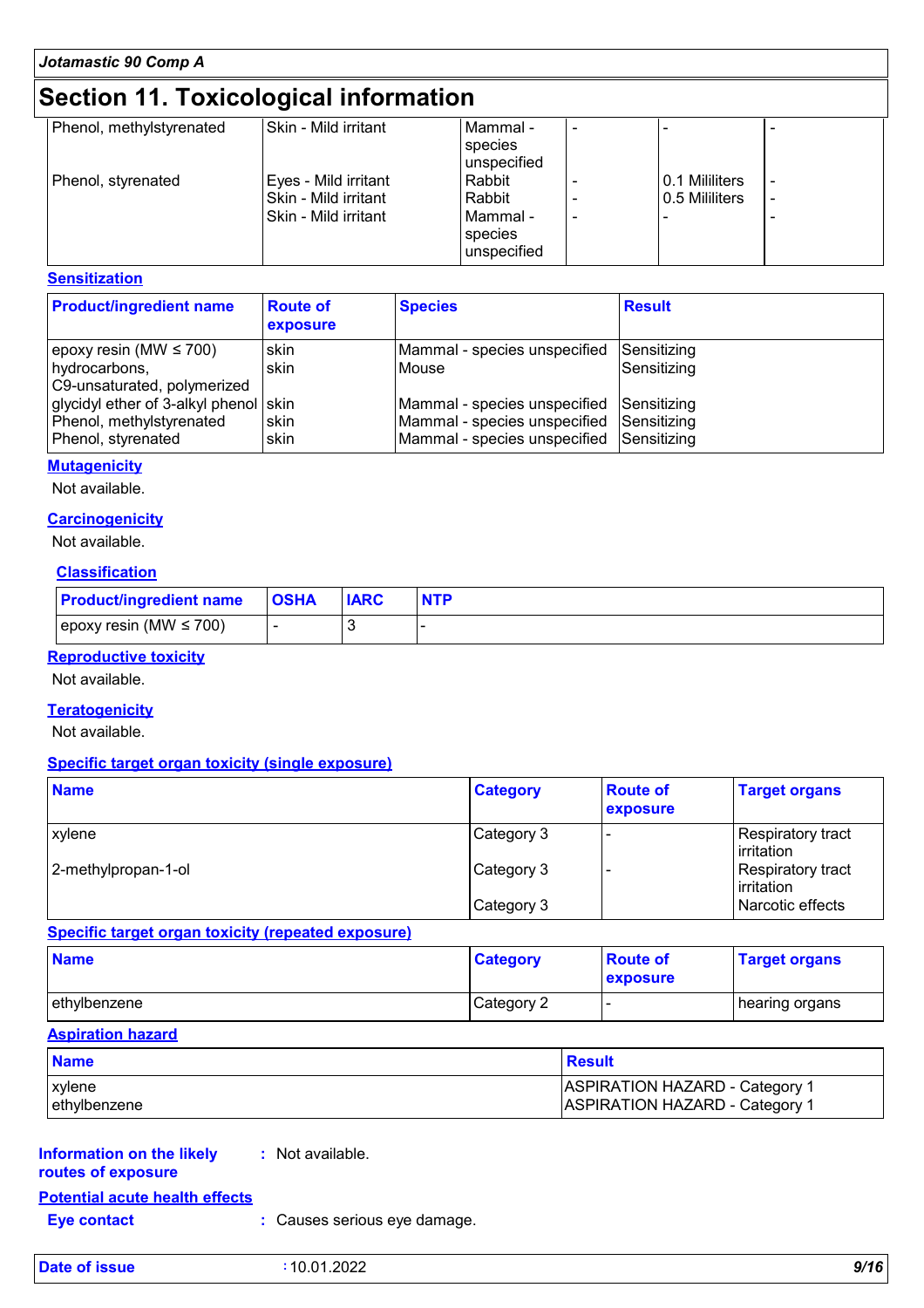## Section 11. Toxicological information

| | | | | | |
|---|---|---|---|---|---|
| Phenol, methylstyrenated | Skin - Mild irritant | Mammal - species unspecified | - | - | - |
| Phenol, styrenated | Eyes - Mild irritant | Rabbit | - | 0.1 Mililiters | - |
| | Skin - Mild irritant | Rabbit | - | 0.5 Mililiters | - |
| | Skin - Mild irritant | Mammal - species unspecified | - | - | - |

**Sensitization**

| Product/ingredient name | Route of exposure | Species | Result |
|---|---|---|---|
| epoxy resin (MW ≤ 700) | skin | Mammal - species unspecified | Sensitizing |
| hydrocarbons, C9-unsaturated, polymerized | skin | Mouse | Sensitizing |
| glycidyl ether of 3-alkyl phenol | skin | Mammal - species unspecified | Sensitizing |
| Phenol, methylstyrenated | skin | Mammal - species unspecified | Sensitizing |
| Phenol, styrenated | skin | Mammal - species unspecified | Sensitizing |

**Mutagenicity**

Not available.

**Carcinogenicity**

Not available.

**Classification**

| Product/ingredient name | OSHA | IARC | NTP |
|---|---|---|---|
| epoxy resin (MW ≤ 700) | - | 3 | - |

**Reproductive toxicity**

Not available.

**Teratogenicity**

Not available.

**Specific target organ toxicity (single exposure)**

| Name | Category | Route of exposure | Target organs |
|---|---|---|---|
| xylene | Category 3 | - | Respiratory tract irritation |
| 2-methylpropan-1-ol | Category 3 | - | Respiratory tract irritation |
| | Category 3 | | Narcotic effects |

**Specific target organ toxicity (repeated exposure)**

| Name | Category | Route of exposure | Target organs |
|---|---|---|---|
| ethylbenzene | Category 2 | - | hearing organs |

**Aspiration hazard**

| Name | Result |
|---|---|
| xylene | ASPIRATION HAZARD - Category 1 |
| ethylbenzene | ASPIRATION HAZARD - Category 1 |

**Information on the likely routes of exposure** : Not available.

**Potential acute health effects**

**Eye contact** : Causes serious eye damage.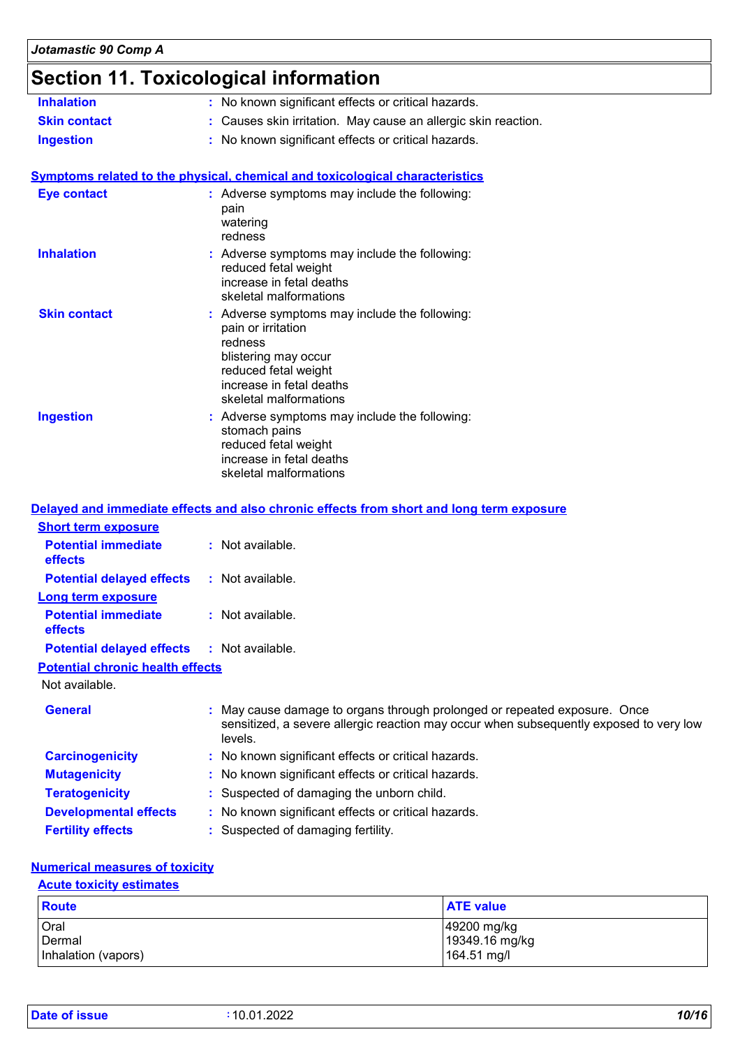## Section 11. Toxicological information

**Inhalation** : No known significant effects or critical hazards.

**Skin contact** : Causes skin irritation. May cause an allergic skin reaction.

**Ingestion** : No known significant effects or critical hazards.

### Symptoms related to the physical, chemical and toxicological characteristics

**Eye contact** : Adverse symptoms may include the following:
pain
watering
redness

**Inhalation** : Adverse symptoms may include the following:
reduced fetal weight
increase in fetal deaths
skeletal malformations

**Skin contact** : Adverse symptoms may include the following:
pain or irritation
redness
blistering may occur
reduced fetal weight
increase in fetal deaths
skeletal malformations

**Ingestion** : Adverse symptoms may include the following:
stomach pains
reduced fetal weight
increase in fetal deaths
skeletal malformations

### Delayed and immediate effects and also chronic effects from short and long term exposure

#### Short term exposure

**Potential immediate effects** : Not available.

**Potential delayed effects** : Not available.

#### Long term exposure

**Potential immediate effects** : Not available.

**Potential delayed effects** : Not available.

#### Potential chronic health effects

Not available.

**General** : May cause damage to organs through prolonged or repeated exposure. Once sensitized, a severe allergic reaction may occur when subsequently exposed to very low levels.

**Carcinogenicity** : No known significant effects or critical hazards.

**Mutagenicity** : No known significant effects or critical hazards.

**Teratogenicity** : Suspected of damaging the unborn child.

**Developmental effects** : No known significant effects or critical hazards.

**Fertility effects** : Suspected of damaging fertility.

### Numerical measures of toxicity

#### Acute toxicity estimates

| Route | ATE value |
|---|---|
| Oral | 49200 mg/kg |
| Dermal | 19349.16 mg/kg |
| Inhalation (vapors) | 164.51 mg/l |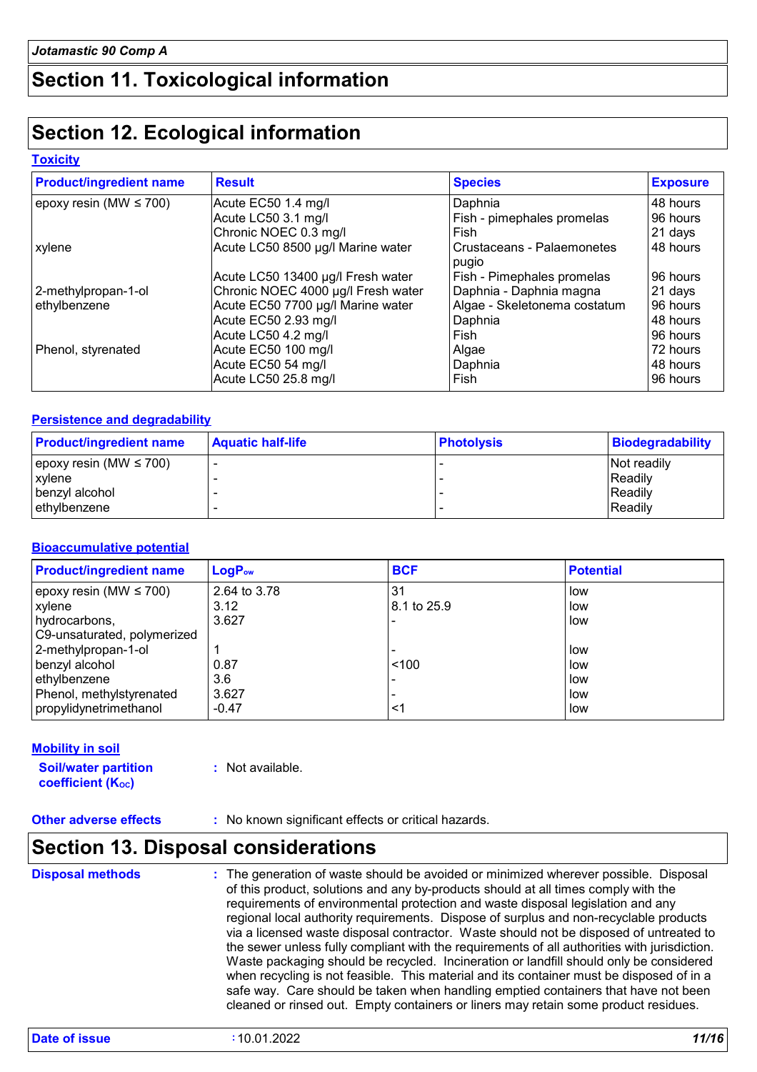## Section 11. Toxicological information

## Section 12. Ecological information

### Toxicity

| Product/ingredient name | Result | Species | Exposure |
|---|---|---|---|
| epoxy resin (MW ≤ 700) | Acute EC50 1.4 mg/l | Daphnia | 48 hours |
| | Acute LC50 3.1 mg/l | Fish - pimephales promelas | 96 hours |
| | Chronic NOEC 0.3 mg/l | Fish | 21 days |
| xylene | Acute LC50 8500 µg/l Marine water | Crustaceans - Palaemonetes pugio | 48 hours |
| | Acute LC50 13400 µg/l Fresh water | Fish - Pimephales promelas | 96 hours |
| 2-methylpropan-1-ol | Chronic NOEC 4000 µg/l Fresh water | Daphnia - Daphnia magna | 21 days |
| ethylbenzene | Acute EC50 7700 µg/l Marine water | Algae - Skeletonema costatum | 96 hours |
| | Acute EC50 2.93 mg/l | Daphnia | 48 hours |
| | Acute LC50 4.2 mg/l | Fish | 96 hours |
| Phenol, styrenated | Acute EC50 100 mg/l | Algae | 72 hours |
| | Acute EC50 54 mg/l | Daphnia | 48 hours |
| | Acute LC50 25.8 mg/l | Fish | 96 hours |

### Persistence and degradability

| Product/ingredient name | Aquatic half-life | Photolysis | Biodegradability |
|---|---|---|---|
| epoxy resin (MW ≤ 700) | - | - | Not readily |
| xylene | - | - | Readily |
| benzyl alcohol | - | - | Readily |
| ethylbenzene | - | - | Readily |

### Bioaccumulative potential

| Product/ingredient name | $LogP_{ow}$ | BCF | Potential |
|---|---|---|---|
| epoxy resin (MW ≤ 700) | 2.64 to 3.78 | 31 | low |
| xylene | 3.12 | 8.1 to 25.9 | low |
| hydrocarbons, C9-unsaturated, polymerized | 3.627 | - | low |
| 2-methylpropan-1-ol | 1 | - | low |
| benzyl alcohol | 0.87 | <100 | low |
| ethylbenzene | 3.6 | - | low |
| Phenol, methylstyrenated | 3.627 | - | low |
| propylidynetrimethanol | -0.47 | <1 | low |

### Mobility in soil

**Soil/water partition coefficient ($K_{OC}$)** : Not available.

**Other adverse effects** : No known significant effects or critical hazards.

## Section 13. Disposal considerations

**Disposal methods** : The generation of waste should be avoided or minimized wherever possible. Disposal of this product, solutions and any by-products should at all times comply with the requirements of environmental protection and waste disposal legislation and any regional local authority requirements. Dispose of surplus and non-recyclable products via a licensed waste disposal contractor. Waste should not be disposed of untreated to the sewer unless fully compliant with the requirements of all authorities with jurisdiction. Waste packaging should be recycled. Incineration or landfill should only be considered when recycling is not feasible. This material and its container must be disposed of in a safe way. Care should be taken when handling emptied containers that have not been cleaned or rinsed out. Empty containers or liners may retain some product residues.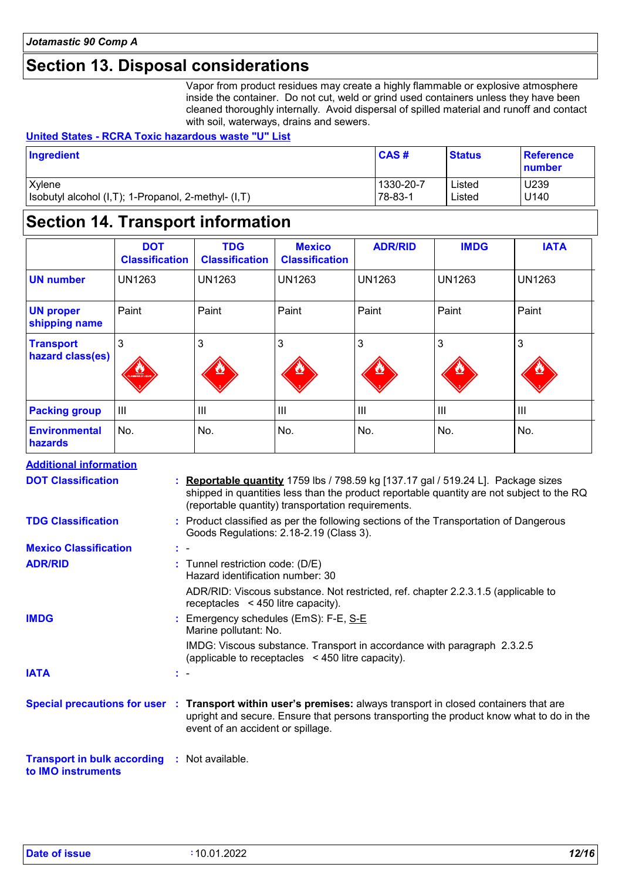## Section 13. Disposal considerations

Vapor from product residues may create a highly flammable or explosive atmosphere inside the container. Do not cut, weld or grind used containers unless they have been cleaned thoroughly internally. Avoid dispersal of spilled material and runoff and contact with soil, waterways, drains and sewers.

**United States - RCRA Toxic hazardous waste "U" List**

| Ingredient | CAS # | Status | Reference number |
|---|---|---|---|
| Xylene | 1330-20-7 | Listed | U239 |
| Isobutyl alcohol (I,T); 1-Propanol, 2-methyl- (I,T) | 78-83-1 | Listed | U140 |

## Section 14. Transport information

| | DOT Classification | TDG Classification | Mexico Classification | ADR/RID | IMDG | IATA |
|---|---|---|---|---|---|---|
| **UN number** | UN1263 | UN1263 | UN1263 | UN1263 | UN1263 | UN1263 |
| **UN proper shipping name** | Paint | Paint | Paint | Paint | Paint | Paint |
| **Transport hazard class(es)** | 3 | 3 | 3 | 3 | 3 | 3 |
| **Packing group** | III | III | III | III | III | III |
| **Environmental hazards** | No. | No. | No. | No. | No. | No. |

**Additional information**

**DOT Classification** : **Reportable quantity** 1759 lbs / 798.59 kg [137.17 gal / 519.24 L]. Package sizes shipped in quantities less than the product reportable quantity are not subject to the RQ (reportable quantity) transportation requirements.

**TDG Classification** : Product classified as per the following sections of the Transportation of Dangerous Goods Regulations: 2.18-2.19 (Class 3).

**Mexico Classification** : -

**ADR/RID** : Tunnel restriction code: (D/E)
Hazard identification number: 30

ADR/RID: Viscous substance. Not restricted, ref. chapter 2.2.3.1.5 (applicable to receptacles < 450 litre capacity).

**IMDG** : Emergency schedules (EmS): F-E, S-E
Marine pollutant: No.

IMDG: Viscous substance. Transport in accordance with paragraph 2.3.2.5 (applicable to receptacles < 450 litre capacity).

**IATA** : -

**Special precautions for user** : **Transport within user's premises:** always transport in closed containers that are upright and secure. Ensure that persons transporting the product know what to do in the event of an accident or spillage.

**Transport in bulk according to IMO instruments** : Not available.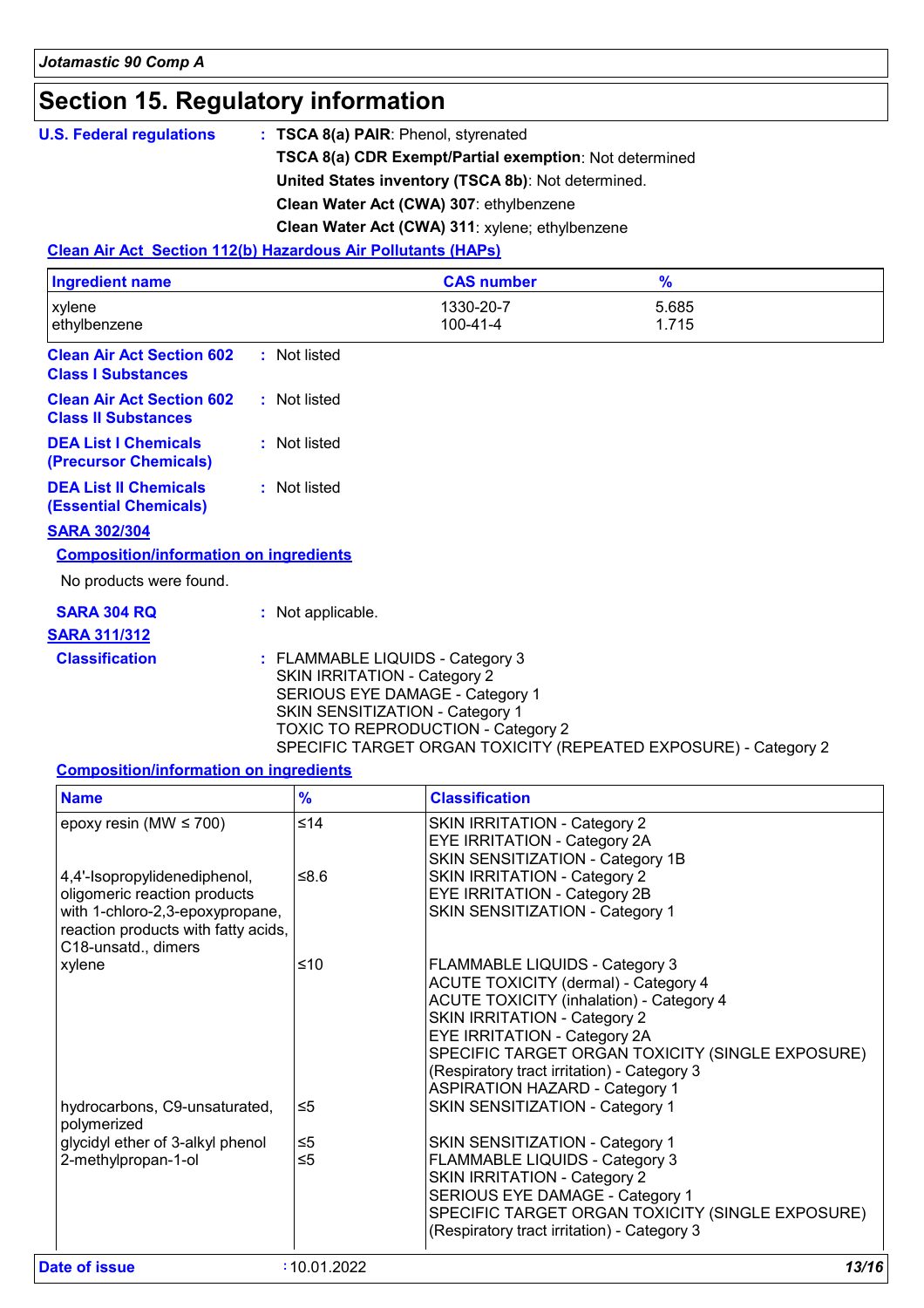# Section 15. Regulatory information

**U.S. Federal regulations** : **TSCA 8(a) PAIR**: Phenol, styrenated

**TSCA 8(a) CDR Exempt/Partial exemption**: Not determined

**United States inventory (TSCA 8b)**: Not determined.

**Clean Water Act (CWA) 307**: ethylbenzene

**Clean Water Act (CWA) 311**: xylene; ethylbenzene

**Clean Air Act Section 112(b) Hazardous Air Pollutants (HAPs)**

| Ingredient name | CAS number | % |
|---|---|---|
| xylene | 1330-20-7 | 5.685 |
| ethylbenzene | 100-41-4 | 1.715 |

**Clean Air Act Section 602 Class I Substances** : Not listed

**Clean Air Act Section 602 Class II Substances** : Not listed

**DEA List I Chemicals (Precursor Chemicals)** : Not listed

**DEA List II Chemicals (Essential Chemicals)** : Not listed

**SARA 302/304**

**Composition/information on ingredients**

No products were found.

**SARA 304 RQ** : Not applicable.

**SARA 311/312**

**Classification** : FLAMMABLE LIQUIDS - Category 3
SKIN IRRITATION - Category 2
SERIOUS EYE DAMAGE - Category 1
SKIN SENSITIZATION - Category 1
TOXIC TO REPRODUCTION - Category 2
SPECIFIC TARGET ORGAN TOXICITY (REPEATED EXPOSURE) - Category 2

**Composition/information on ingredients**

| Name | % | Classification |
|---|---|---|
| epoxy resin (MW ≤ 700) | ≤14 | SKIN IRRITATION - Category 2<br>EYE IRRITATION - Category 2A<br>SKIN SENSITIZATION - Category 1B |
| 4,4'-Isopropylidenediphenol, oligomeric reaction products with 1-chloro-2,3-epoxypropane, reaction products with fatty acids, C18-unsatd., dimers | ≤8.6 | SKIN IRRITATION - Category 2<br>EYE IRRITATION - Category 2B<br>SKIN SENSITIZATION - Category 1 |
| xylene | ≤10 | FLAMMABLE LIQUIDS - Category 3<br>ACUTE TOXICITY (dermal) - Category 4<br>ACUTE TOXICITY (inhalation) - Category 4<br>SKIN IRRITATION - Category 2<br>EYE IRRITATION - Category 2A<br>SPECIFIC TARGET ORGAN TOXICITY (SINGLE EXPOSURE) (Respiratory tract irritation) - Category 3<br>ASPIRATION HAZARD - Category 1 |
| hydrocarbons, C9-unsaturated, polymerized | ≤5 | SKIN SENSITIZATION - Category 1 |
| glycidyl ether of 3-alkyl phenol | ≤5 | SKIN SENSITIZATION - Category 1 |
| 2-methylpropan-1-ol | ≤5 | FLAMMABLE LIQUIDS - Category 3<br>SKIN IRRITATION - Category 2<br>SERIOUS EYE DAMAGE - Category 1<br>SPECIFIC TARGET ORGAN TOXICITY (SINGLE EXPOSURE) (Respiratory tract irritation) - Category 3 |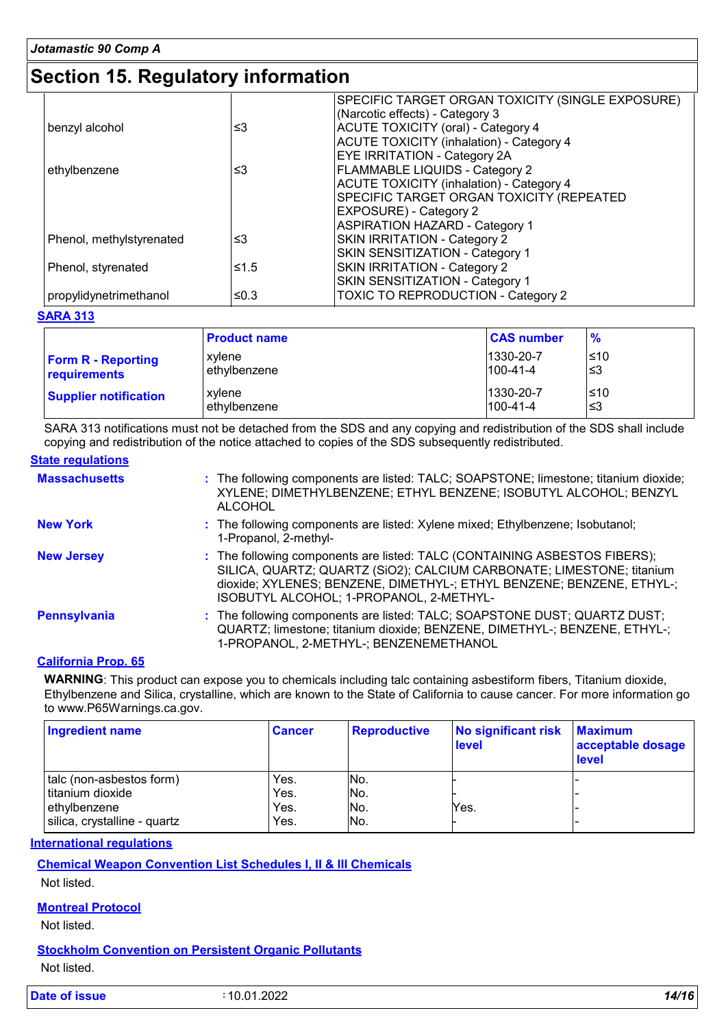## Section 15. Regulatory information

| | | |
|---|---|---|
| | | SPECIFIC TARGET ORGAN TOXICITY (SINGLE EXPOSURE) (Narcotic effects) - Category 3 |
| benzyl alcohol | ≤3 | ACUTE TOXICITY (oral) - Category 4<br>ACUTE TOXICITY (inhalation) - Category 4<br>EYE IRRITATION - Category 2A |
| ethylbenzene | ≤3 | FLAMMABLE LIQUIDS - Category 2<br>ACUTE TOXICITY (inhalation) - Category 4<br>SPECIFIC TARGET ORGAN TOXICITY (REPEATED EXPOSURE) - Category 2<br>ASPIRATION HAZARD - Category 1 |
| Phenol, methylstyrenated | ≤3 | SKIN IRRITATION - Category 2<br>SKIN SENSITIZATION - Category 1 |
| Phenol, styrenated | ≤1.5 | SKIN IRRITATION - Category 2<br>SKIN SENSITIZATION - Category 1 |
| propylidynetrimethanol | ≤0.3 | TOXIC TO REPRODUCTION - Category 2 |

**SARA 313**

| | Product name | CAS number | % |
|---|---|---|---|
| **Form R - Reporting requirements** | xylene<br>ethylbenzene | 1330-20-7<br>100-41-4 | ≤10<br>≤3 |
| **Supplier notification** | xylene<br>ethylbenzene | 1330-20-7<br>100-41-4 | ≤10<br>≤3 |

SARA 313 notifications must not be detached from the SDS and any copying and redistribution of the SDS shall include copying and redistribution of the notice attached to copies of the SDS subsequently redistributed.

**State regulations**

**Massachusetts** : The following components are listed: TALC; SOAPSTONE; limestone; titanium dioxide; XYLENE; DIMETHYLBENZENE; ETHYL BENZENE; ISOBUTYL ALCOHOL; BENZYL ALCOHOL

**New York** : The following components are listed: Xylene mixed; Ethylbenzene; Isobutanol; 1-Propanol, 2-methyl-

**New Jersey** : The following components are listed: TALC (CONTAINING ASBESTOS FIBERS); SILICA, QUARTZ; QUARTZ (SiO2); CALCIUM CARBONATE; LIMESTONE; titanium dioxide; XYLENES; BENZENE, DIMETHYL-; ETHYL BENZENE; BENZENE, ETHYL-; ISOBUTYL ALCOHOL; 1-PROPANOL, 2-METHYL-

**Pennsylvania** : The following components are listed: TALC; SOAPSTONE DUST; QUARTZ DUST; QUARTZ; limestone; titanium dioxide; BENZENE, DIMETHYL-; BENZENE, ETHYL-; 1-PROPANOL, 2-METHYL-; BENZENEMETHANOL

**California Prop. 65**

**WARNING**: This product can expose you to chemicals including talc containing asbestiform fibers, Titanium dioxide, Ethylbenzene and Silica, crystalline, which are known to the State of California to cause cancer. For more information go to www.P65Warnings.ca.gov.

| Ingredient name | Cancer | Reproductive | No significant risk level | Maximum acceptable dosage level |
|---|---|---|---|---|
| talc (non-asbestos form) | Yes. | No. | - | - |
| titanium dioxide | Yes. | No. | - | - |
| ethylbenzene | Yes. | No. | Yes. | - |
| silica, crystalline - quartz | Yes. | No. | - | - |

**International regulations**

**Chemical Weapon Convention List Schedules I, II & III Chemicals**

Not listed.

**Montreal Protocol**

Not listed.

**Stockholm Convention on Persistent Organic Pollutants**

Not listed.

**Date of issue** : 10.01.2022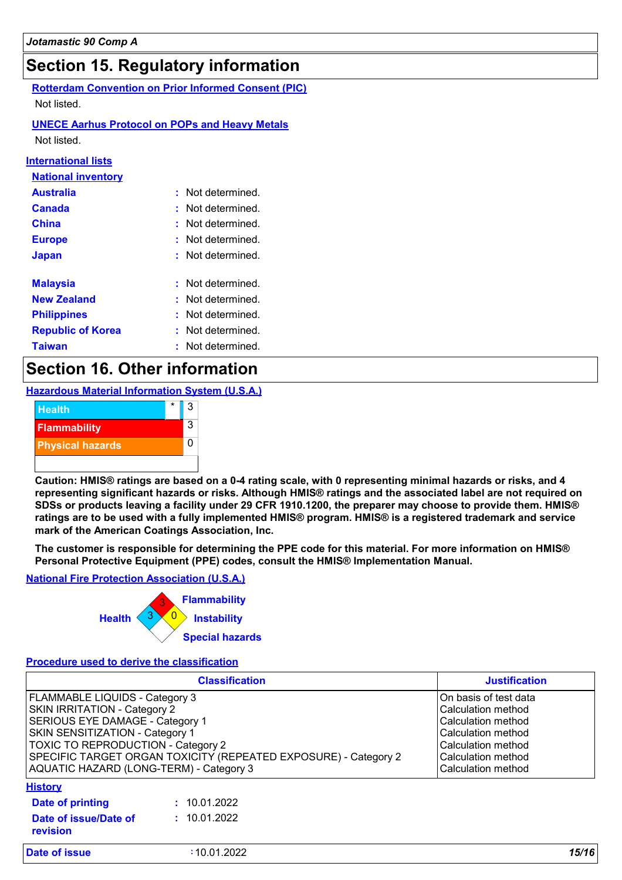## Section 15. Regulatory information

**Rotterdam Convention on Prior Informed Consent (PIC)**

Not listed.

**UNECE Aarhus Protocol on POPs and Heavy Metals**

Not listed.

**International lists**

**National inventory**

**Australia** : Not determined.
**Canada** : Not determined.
**China** : Not determined.
**Europe** : Not determined.
**Japan** : Not determined.

**Malaysia** : Not determined.
**New Zealand** : Not determined.
**Philippines** : Not determined.
**Republic of Korea** : Not determined.
**Taiwan** : Not determined.

## Section 16. Other information

**Hazardous Material Information System (U.S.A.)**

| | | |
|---|---|---|
| Health | * | 3 |
| Flammability | | 3 |
| Physical hazards | | 0 |

**Caution: HMIS® ratings are based on a 0-4 rating scale, with 0 representing minimal hazards or risks, and 4 representing significant hazards or risks. Although HMIS® ratings and the associated label are not required on SDSs or products leaving a facility under 29 CFR 1910.1200, the preparer may choose to provide them. HMIS® ratings are to be used with a fully implemented HMIS® program. HMIS® is a registered trademark and service mark of the American Coatings Association, Inc.**

**The customer is responsible for determining the PPE code for this material. For more information on HMIS® Personal Protective Equipment (PPE) codes, consult the HMIS® Implementation Manual.**

**National Fire Protection Association (U.S.A.)**

Health: 3
Flammability: 3
Instability: 0
Special hazards:

**Procedure used to derive the classification**

| Classification | Justification |
|---|---|
| FLAMMABLE LIQUIDS - Category 3 | On basis of test data |
| SKIN IRRITATION - Category 2 | Calculation method |
| SERIOUS EYE DAMAGE - Category 1 | Calculation method |
| SKIN SENSITIZATION - Category 1 | Calculation method |
| TOXIC TO REPRODUCTION - Category 2 | Calculation method |
| SPECIFIC TARGET ORGAN TOXICITY (REPEATED EXPOSURE) - Category 2 | Calculation method |
| AQUATIC HAZARD (LONG-TERM) - Category 3 | Calculation method |

**History**

**Date of printing** : 10.01.2022
**Date of issue/Date of revision** : 10.01.2022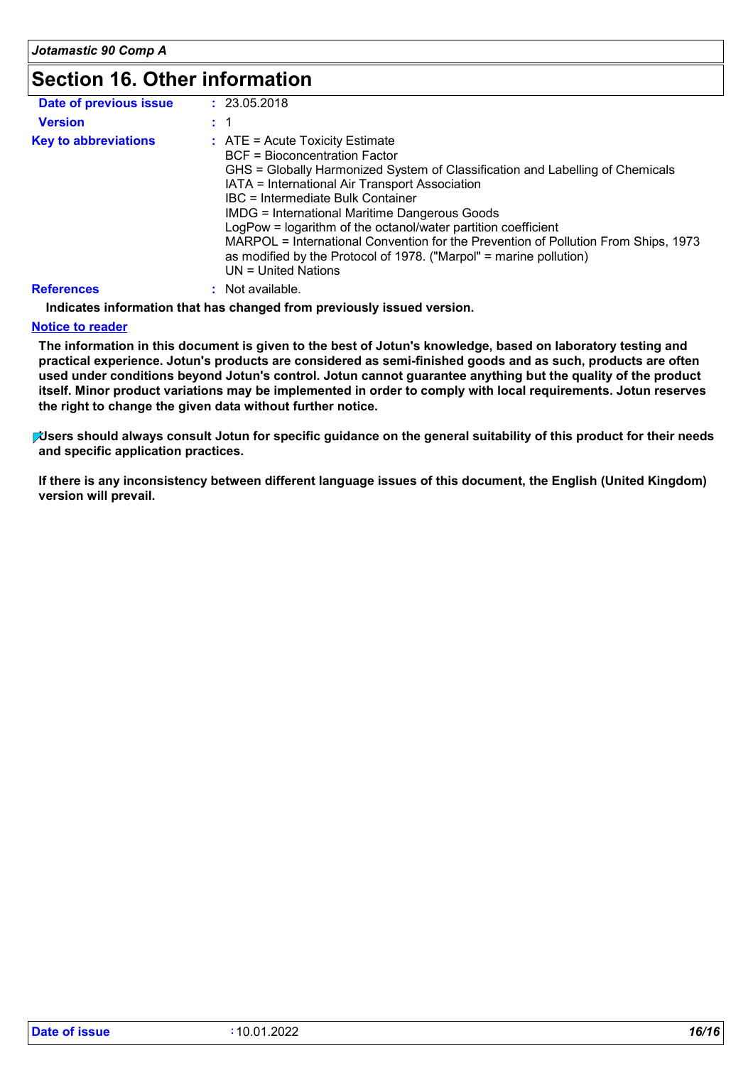## Section 16. Other information

| | | |
|---|---|---|
| **Date of previous issue** | : | 23.05.2018 |
| **Version** | : | 1 |
| **Key to abbreviations** | : | ATE = Acute Toxicity Estimate<br>BCF = Bioconcentration Factor<br>GHS = Globally Harmonized System of Classification and Labelling of Chemicals<br>IATA = International Air Transport Association<br>IBC = Intermediate Bulk Container<br>IMDG = International Maritime Dangerous Goods<br>LogPow = logarithm of the octanol/water partition coefficient<br>MARPOL = International Convention for the Prevention of Pollution From Ships, 1973 as modified by the Protocol of 1978. ("Marpol" = marine pollution)<br>UN = United Nations |
| **References** | : | Not available. |

**Indicates information that has changed from previously issued version.**

**Notice to reader**

**The information in this document is given to the best of Jotun's knowledge, based on laboratory testing and practical experience. Jotun's products are considered as semi-finished goods and as such, products are often used under conditions beyond Jotun's control. Jotun cannot guarantee anything but the quality of the product itself. Minor product variations may be implemented in order to comply with local requirements. Jotun reserves the right to change the given data without further notice.**

**Users should always consult Jotun for specific guidance on the general suitability of this product for their needs and specific application practices.**

**If there is any inconsistency between different language issues of this document, the English (United Kingdom) version will prevail.**

**Date of issue** : 10.01.2022